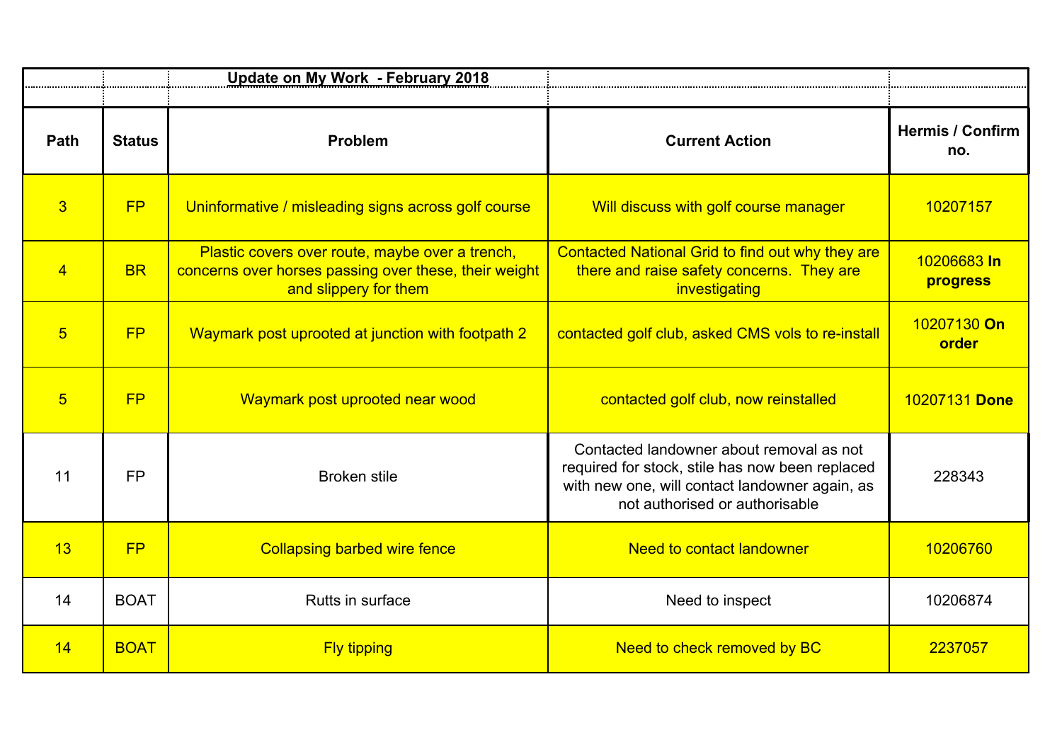**Update on My Work - February 2018**

| Path | Status | Problem | Current Action | Hermis / Confirm no. |
|---|---|---|---|---|
| 3 | FP | Uninformative / misleading signs across golf course | Will discuss with golf course manager | 10207157 |
| 4 | BR | Plastic covers over route, maybe over a trench, concerns over horses passing over these, their weight and slippery for them | Contacted National Grid to find out why they are there and raise safety concerns. They are investigating | 10206683 **In progress** |
| 5 | FP | Waymark post uprooted at junction with footpath 2 | contacted golf club, asked CMS vols to re-install | 10207130 **On order** |
| 5 | FP | Waymark post uprooted near wood | contacted golf club, now reinstalled | 10207131 **Done** |
| 11 | FP | Broken stile | Contacted landowner about removal as not required for stock, stile has now been replaced with new one, will contact landowner again, as not authorised or authorisable | 228343 |
| 13 | FP | Collapsing barbed wire fence | Need to contact landowner | 10206760 |
| 14 | BOAT | Rutts in surface | Need to inspect | 10206874 |
| 14 | BOAT | Fly tipping | Need to check removed by BC | 2237057 |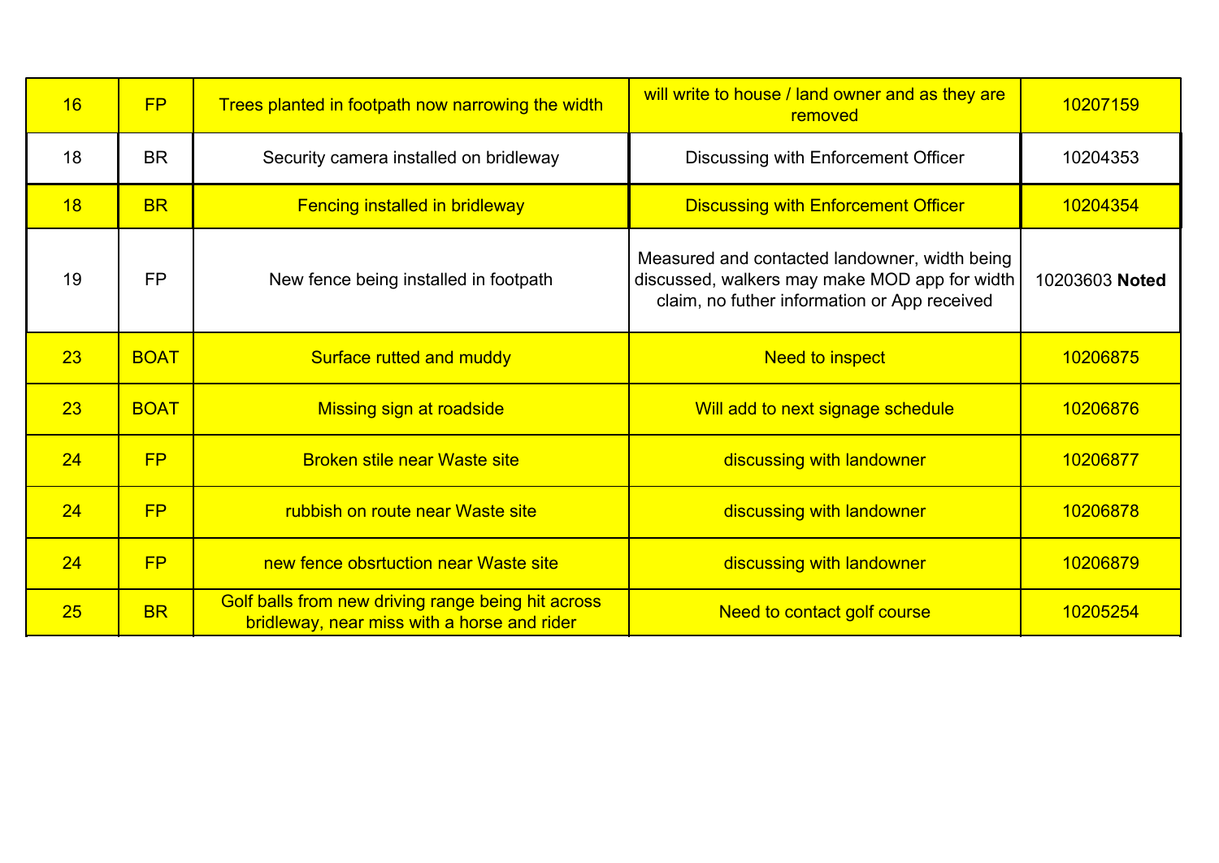| | | | | |
|---|---|---|---|---|
| 16 | FP | Trees planted in footpath now narrowing the width | will write to house / land owner and as they are removed | 10207159 |
| 18 | BR | Security camera installed on bridleway | Discussing with Enforcement Officer | 10204353 |
| 18 | BR | Fencing installed in bridleway | Discussing with Enforcement Officer | 10204354 |
| 19 | FP | New fence being installed in footpath | Measured and contacted landowner, width being discussed, walkers may make MOD app for width claim, no futher information or App received | 10203603 **Noted** |
| 23 | BOAT | Surface rutted and muddy | Need to inspect | 10206875 |
| 23 | BOAT | Missing sign at roadside | Will add to next signage schedule | 10206876 |
| 24 | FP | Broken stile near Waste site | discussing with landowner | 10206877 |
| 24 | FP | rubbish on route near Waste site | discussing with landowner | 10206878 |
| 24 | FP | new fence obsrtuction near Waste site | discussing with landowner | 10206879 |
| 25 | BR | Golf balls from new driving range being hit across bridleway, near miss with a horse and rider | Need to contact golf course | 10205254 |